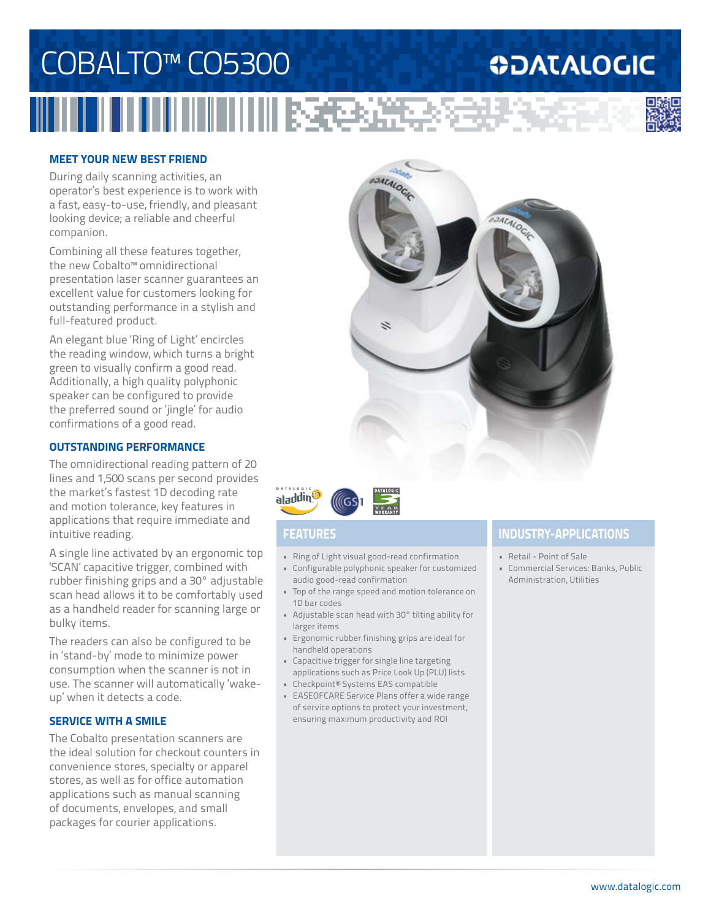# COBALTO™ CO5300

## MEET YOUR NEW BEST FRIEND

During daily scanning activities, an operator's best experience is to work with a fast, easy-to-use, friendly, and pleasant looking device; a reliable and cheerful companion.

Combining all these features together, the new Cobalto™ omnidirectional presentation laser scanner guarantees an excellent value for customers looking for outstanding performance in a stylish and full-featured product.

An elegant blue 'Ring of Light' encircles the reading window, which turns a bright green to visually confirm a good read. Additionally, a high quality polyphonic speaker can be configured to provide the preferred sound or 'jingle' for audio confirmations of a good read.

## OUTSTANDING PERFORMANCE

The omnidirectional reading pattern of 20 lines and 1,500 scans per second provides the market's fastest 1D decoding rate and motion tolerance, key features in applications that require immediate and intuitive reading.

A single line activated by an ergonomic top 'SCAN' capacitive trigger, combined with rubber finishing grips and a 30° adjustable scan head allows it to be comfortably used as a handheld reader for scanning large or bulky items.

The readers can also be configured to be in 'stand-by' mode to minimize power consumption when the scanner is not in use. The scanner will automatically 'wake-up' when it detects a code.

## SERVICE WITH A SMILE

The Cobalto presentation scanners are the ideal solution for checkout counters in convenience stores, specialty or apparel stores, as well as for office automation applications such as manual scanning of documents, envelopes, and small packages for courier applications.

## FEATURES

- Ring of Light visual good-read confirmation
- Configurable polyphonic speaker for customized audio good-read confirmation
- Top of the range speed and motion tolerance on 1D bar codes
- Adjustable scan head with 30° tilting ability for larger items
- Ergonomic rubber finishing grips are ideal for handheld operations
- Capacitive trigger for single line targeting applications such as Price Look Up (PLU) lists
- Checkpoint® Systems EAS compatible
- EASEOFCARE Service Plans offer a wide range of service options to protect your investment, ensuring maximum productivity and ROI

## INDUSTRY-APPLICATIONS

- Retail - Point of Sale
- Commercial Services: Banks, Public Administration, Utilities

www.datalogic.com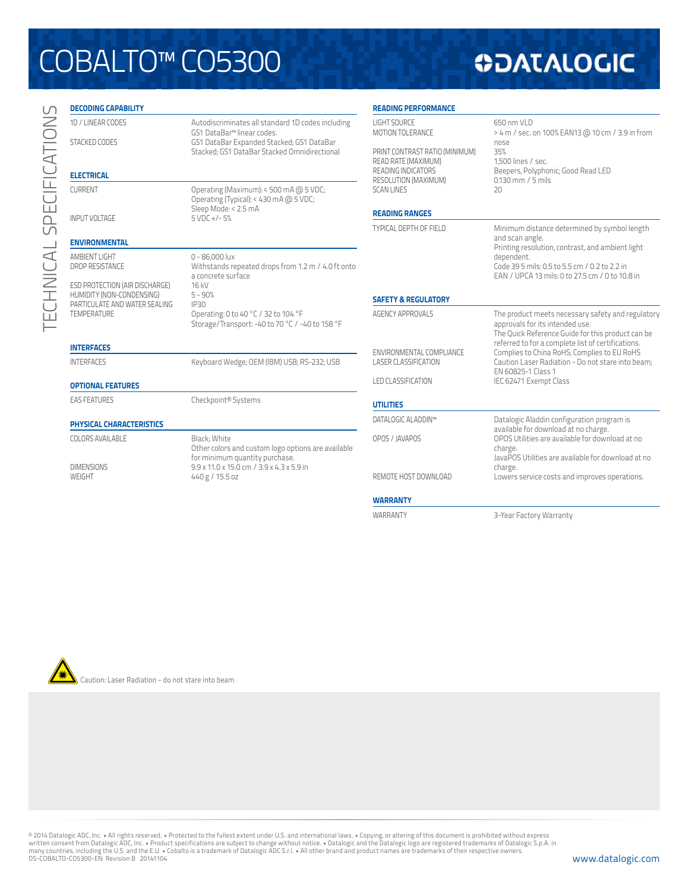# COBALTO™ CO5300

DATALOGIC

## TECHNICAL SPECIFICATIONS

### DECODING CAPABILITY

| | |
|---|---|
| 1D / LINEAR CODES | Autodiscriminates all standard 1D codes including GS1 DataBar™ linear codes. |
| STACKED CODES | GS1 DataBar Expanded Stacked; GS1 DataBar Stacked; GS1 DataBar Stacked Omnidirectional |

### ELECTRICAL

| | |
|---|---|
| CURRENT | Operating (Maximum): < 500 mA @ 5 VDC; Operating (Typical): < 430 mA @ 5 VDC; Sleep Mode: < 2.5 mA |
| INPUT VOLTAGE | 5 VDC +/- 5% |

### ENVIRONMENTAL

| | |
|---|---|
| AMBIENT LIGHT | 0 - 86,000 lux |
| DROP RESISTANCE | Withstands repeated drops from 1.2 m / 4.0 ft onto a concrete surface |
| ESD PROTECTION (AIR DISCHARGE) | 16 kV |
| HUMIDITY (NON-CONDENSING) | 5 - 90% |
| PARTICULATE AND WATER SEALING | IP30 |
| TEMPERATURE | Operating: 0 to 40 °C / 32 to 104 °F<br>Storage/Transport: -40 to 70 °C / -40 to 158 °F |

### INTERFACES

| | |
|---|---|
| INTERFACES | Keyboard Wedge; OEM (IBM) USB; RS-232; USB |

### OPTIONAL FEATURES

| | |
|---|---|
| EAS FEATURES | Checkpoint® Systems |

### PHYSICAL CHARACTERISTICS

| | |
|---|---|
| COLORS AVAILABLE | Black; White<br>Other colors and custom logo options are available for minimum quantity purchase. |
| DIMENSIONS | 9.9 x 11.0 x 15.0 cm / 3.9 x 4.3 x 5.9 in |
| WEIGHT | 440 g / 15.5 oz |

### READING PERFORMANCE

| | |
|---|---|
| LIGHT SOURCE | 650 nm VLD |
| MOTION TOLERANCE | > 4 m / sec. on 100% EAN13 @ 10 cm / 3.9 in from nose |
| PRINT CONTRAST RATIO (MINIMUM) | 35% |
| READ RATE (MAXIMUM) | 1,500 lines / sec. |
| READING INDICATORS | Beepers, Polyphonic; Good Read LED |
| RESOLUTION (MAXIMUM) | 0.130 mm / 5 mils |
| SCAN LINES | 20 |

### READING RANGES

| | |
|---|---|
| TYPICAL DEPTH OF FIELD | Minimum distance determined by symbol length and scan angle.<br>Printing resolution, contrast, and ambient light dependent.<br>Code 39 5 mils: 0.5 to 5.5 cm / 0.2 to 2.2 in<br>EAN / UPCA 13 mils: 0 to 27.5 cm / 0 to 10.8 in |

### SAFETY & REGULATORY

| | |
|---|---|
| AGENCY APPROVALS | The product meets necessary safety and regulatory approvals for its intended use.<br>The Quick Reference Guide for this product can be referred to for a complete list of certifications. |
| ENVIRONMENTAL COMPLIANCE | Complies to China RoHS; Complies to EU RoHS |
| LASER CLASSIFICATION | Caution Laser Radiation - Do not stare into beam; EN 60825-1 Class 1 |
| LED CLASSIFICATION | IEC 62471 Exempt Class |

### UTILITIES

| | |
|---|---|
| DATALOGIC ALADDIN™ | Datalogic Aladdin configuration program is available for download at no charge. |
| OPOS / JAVAPOS | OPOS Utilities are available for download at no charge.<br>JavaPOS Utilities are available for download at no charge. |
| REMOTE HOST DOWNLOAD | Lowers service costs and improves operations. |

### WARRANTY

| | |
|---|---|
| WARRANTY | 3-Year Factory Warranty |

Caution: Laser Radiation - do not stare into beam

© 2014 Datalogic ADC, Inc. • All rights reserved. • Protected to the fullest extent under U.S. and international laws. • Copying, or altering of this document is prohibited without express written consent from Datalogic ADC, Inc. • Product specifications are subject to change without notice. • Datalogic and the Datalogic logo are registered trademarks of Datalogic S.p.A. in many countries, including the U.S. and the E.U. • Cobalto is a trademark of Datalogic ADC S.r.l. • All other brand and product names are trademarks of their respective owners.
DS-COBALTO-CO5300-EN Revision B 20141104

www.datalogic.com